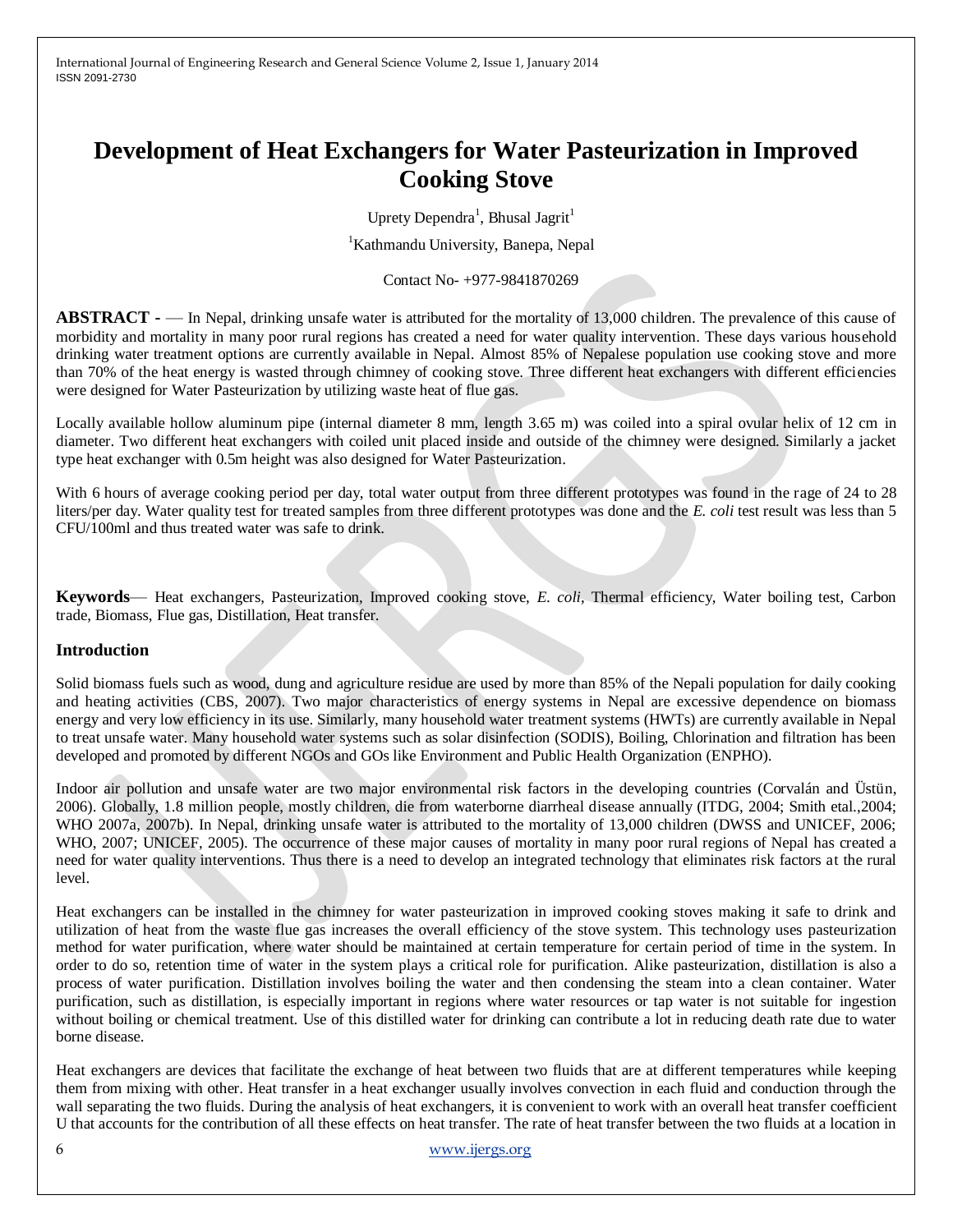# Development of Heat Exchangers for Water Pasteurization in Improved Cooking Stove

Uprety Dependra[1], Bhusal Jagrit[1]

[1]Kathmandu University, Banepa, Nepal

Contact No- +977-9841870269

**ABSTRACT -** — In Nepal, drinking unsafe water is attributed for the mortality of 13,000 children. The prevalence of this cause of morbidity and mortality in many poor rural regions has created a need for water quality intervention. These days various household drinking water treatment options are currently available in Nepal. Almost 85% of Nepalese population use cooking stove and more than 70% of the heat energy is wasted through chimney of cooking stove. Three different heat exchangers with different efficiencies were designed for Water Pasteurization by utilizing waste heat of flue gas.

Locally available hollow aluminum pipe (internal diameter 8 mm, length 3.65 m) was coiled into a spiral ovular helix of 12 cm in diameter. Two different heat exchangers with coiled unit placed inside and outside of the chimney were designed. Similarly a jacket type heat exchanger with 0.5m height was also designed for Water Pasteurization.

With 6 hours of average cooking period per day, total water output from three different prototypes was found in the rage of 24 to 28 liters/per day. Water quality test for treated samples from three different prototypes was done and the *E. coli* test result was less than 5 CFU/100ml and thus treated water was safe to drink.

**Keywords**— Heat exchangers, Pasteurization, Improved cooking stove, *E. coli*, Thermal efficiency, Water boiling test, Carbon trade, Biomass, Flue gas, Distillation, Heat transfer.

## Introduction

Solid biomass fuels such as wood, dung and agriculture residue are used by more than 85% of the Nepali population for daily cooking and heating activities (CBS, 2007). Two major characteristics of energy systems in Nepal are excessive dependence on biomass energy and very low efficiency in its use. Similarly, many household water treatment systems (HWTs) are currently available in Nepal to treat unsafe water. Many household water systems such as solar disinfection (SODIS), Boiling, Chlorination and filtration has been developed and promoted by different NGOs and GOs like Environment and Public Health Organization (ENPHO).

Indoor air pollution and unsafe water are two major environmental risk factors in the developing countries (Corvalán and Üstün, 2006). Globally, 1.8 million people, mostly children, die from waterborne diarrheal disease annually (ITDG, 2004; Smith etal.,2004; WHO 2007a, 2007b). In Nepal, drinking unsafe water is attributed to the mortality of 13,000 children (DWSS and UNICEF, 2006; WHO, 2007; UNICEF, 2005). The occurrence of these major causes of mortality in many poor rural regions of Nepal has created a need for water quality interventions. Thus there is a need to develop an integrated technology that eliminates risk factors at the rural level.

Heat exchangers can be installed in the chimney for water pasteurization in improved cooking stoves making it safe to drink and utilization of heat from the waste flue gas increases the overall efficiency of the stove system. This technology uses pasteurization method for water purification, where water should be maintained at certain temperature for certain period of time in the system. In order to do so, retention time of water in the system plays a critical role for purification. Alike pasteurization, distillation is also a process of water purification. Distillation involves boiling the water and then condensing the steam into a clean container. Water purification, such as distillation, is especially important in regions where water resources or tap water is not suitable for ingestion without boiling or chemical treatment. Use of this distilled water for drinking can contribute a lot in reducing death rate due to water borne disease.

Heat exchangers are devices that facilitate the exchange of heat between two fluids that are at different temperatures while keeping them from mixing with other. Heat transfer in a heat exchanger usually involves convection in each fluid and conduction through the wall separating the two fluids. During the analysis of heat exchangers, it is convenient to work with an overall heat transfer coefficient U that accounts for the contribution of all these effects on heat transfer. The rate of heat transfer between the two fluids at a location in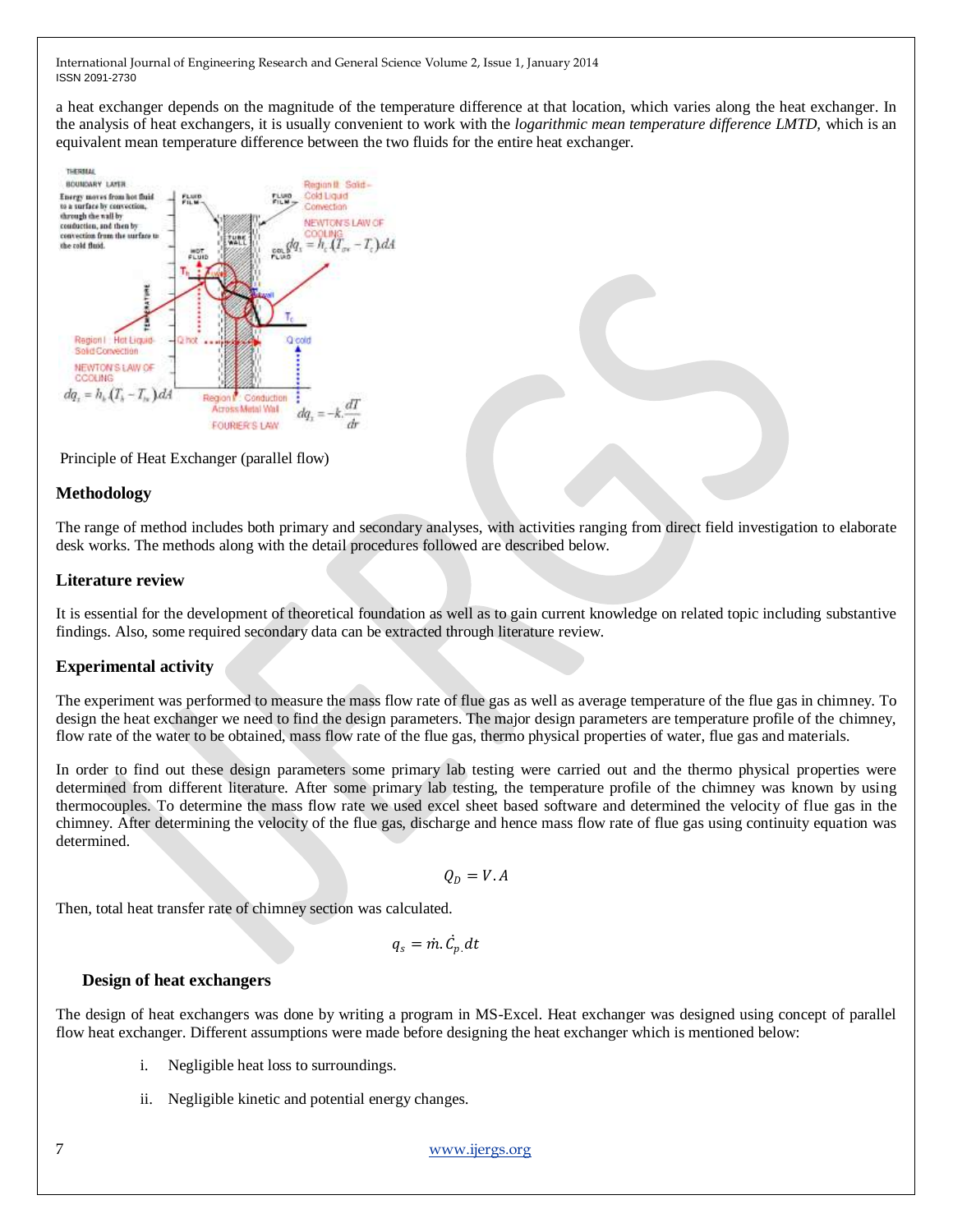a heat exchanger depends on the magnitude of the temperature difference at that location, which varies along the heat exchanger. In the analysis of heat exchangers, it is usually convenient to work with the *logarithmic mean temperature difference LMTD,* which is an equivalent mean temperature difference between the two fluids for the entire heat exchanger.

THERMAL BOUNDARY LAYER

Energy moves from hot fluid to a surface by convection, through the wall by conduction, and then by convection from the surface to the cold fluid.

Region I : Hot Liquid-Solid Convection

NEWTON'S LAW OF COOLING

$dq_x = h_h(T_h - T_{tw}).dA$

Region II : Solid - Cold Liquid Convection

NEWTON'S LAW OF COOLING

$dq_x = h_c(T_{cw} - T_c).dA$

Region I : Conduction Across Metal Wall

FOURIER'S LAW

$dq_x = -k.\frac{dT}{dr}$

FLUID FILM

TUBE WALL

HOT FLUID

COLD FLUID

TEMPERATURE

Q hot

Q cold

Principle of Heat Exchanger (parallel flow)

## Methodology

The range of method includes both primary and secondary analyses, with activities ranging from direct field investigation to elaborate desk works. The methods along with the detail procedures followed are described below.

## Literature review

It is essential for the development of theoretical foundation as well as to gain current knowledge on related topic including substantive findings. Also, some required secondary data can be extracted through literature review.

## Experimental activity

The experiment was performed to measure the mass flow rate of flue gas as well as average temperature of the flue gas in chimney. To design the heat exchanger we need to find the design parameters. The major design parameters are temperature profile of the chimney, flow rate of the water to be obtained, mass flow rate of the flue gas, thermo physical properties of water, flue gas and materials.

In order to find out these design parameters some primary lab testing were carried out and the thermo physical properties were determined from different literature. After some primary lab testing, the temperature profile of the chimney was known by using thermocouples. To determine the mass flow rate we used excel sheet based software and determined the velocity of flue gas in the chimney. After determining the velocity of the flue gas, discharge and hence mass flow rate of flue gas using continuity equation was determined.

$$Q_D = V.A$$

Then, total heat transfer rate of chimney section was calculated.

$$q_s = \dot{m}.\dot{C}_{p.}dt$$

### Design of heat exchangers

The design of heat exchangers was done by writing a program in MS-Excel. Heat exchanger was designed using concept of parallel flow heat exchanger. Different assumptions were made before designing the heat exchanger which is mentioned below:

i. Negligible heat loss to surroundings.

ii. Negligible kinetic and potential energy changes.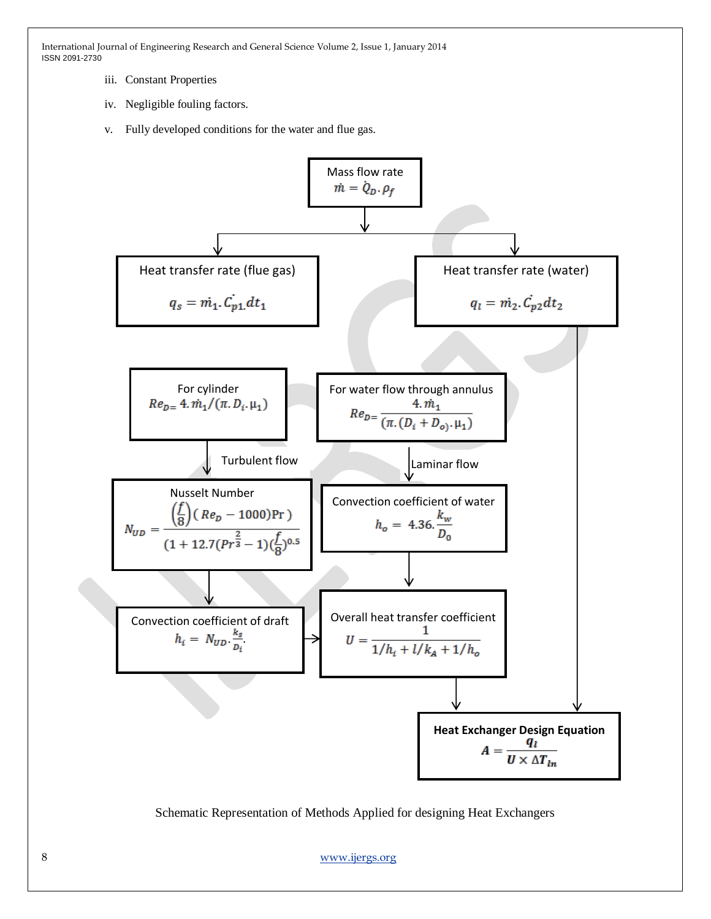iii. Constant Properties

iv. Negligible fouling factors.

v. Fully developed conditions for the water and flue gas.

Mass flow rate

$$\dot{m} = \dot{Q}_D . \rho_f$$

Heat transfer rate (flue gas)

$$q_s = \dot{m}_1 . \dot{C}_{p1} . dt_1$$

Heat transfer rate (water)

$$q_l = \dot{m}_2 . \dot{C}_{p2} dt_2$$

For cylinder

$$Re_{D=} 4 . \dot{m}_1 / (\pi . D_i . \mu_1)$$

For water flow through annulus

$$Re_{D=} \frac{4 . \dot{m}_1}{(\pi . (D_i + D_o) . \mu_1)}$$

Turbulent flow

Laminar flow

Nusselt Number

$$N_{UD} = \frac{\left(\frac{f}{8}\right)(Re_D - 1000)\mathrm{Pr}}{(1 + 12.7(Pr^{\frac{2}{3}} - 1)(\frac{f}{8})^{0.5}}$$

Convection coefficient of water

$$h_o = 4.36 . \frac{k_w}{D_0}$$

Convection coefficient of draft

$$h_i = N_{UD} . \frac{k_s}{D_i} .$$

Overall heat transfer coefficient

$$U = \frac{1}{1/h_i + l/k_A + 1/h_o}$$

**Heat Exchanger Design Equation**

$$A = \frac{q_l}{U \times \Delta T_{ln}}$$

Schematic Representation of Methods Applied for designing Heat Exchangers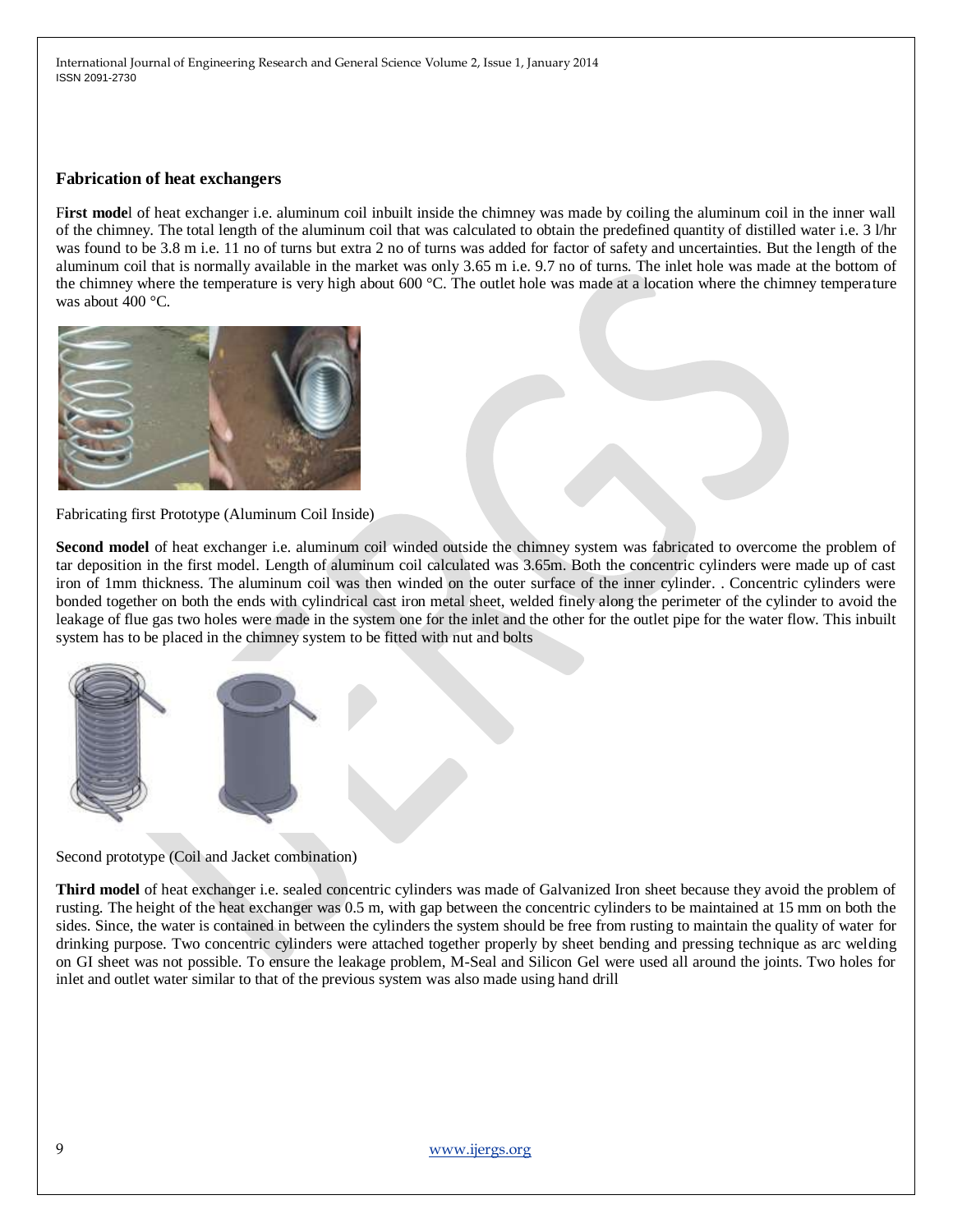### Fabrication of heat exchangers

F**irst mode**l of heat exchanger i.e. aluminum coil inbuilt inside the chimney was made by coiling the aluminum coil in the inner wall of the chimney. The total length of the aluminum coil that was calculated to obtain the predefined quantity of distilled water i.e. 3 l/hr was found to be 3.8 m i.e. 11 no of turns but extra 2 no of turns was added for factor of safety and uncertainties. But the length of the aluminum coil that is normally available in the market was only 3.65 m i.e. 9.7 no of turns. The inlet hole was made at the bottom of the chimney where the temperature is very high about 600 °C. The outlet hole was made at a location where the chimney temperature was about 400 °C.

Fabricating first Prototype (Aluminum Coil Inside)

**Second model** of heat exchanger i.e. aluminum coil winded outside the chimney system was fabricated to overcome the problem of tar deposition in the first model. Length of aluminum coil calculated was 3.65m. Both the concentric cylinders were made up of cast iron of 1mm thickness. The aluminum coil was then winded on the outer surface of the inner cylinder. . Concentric cylinders were bonded together on both the ends with cylindrical cast iron metal sheet, welded finely along the perimeter of the cylinder to avoid the leakage of flue gas two holes were made in the system one for the inlet and the other for the outlet pipe for the water flow. This inbuilt system has to be placed in the chimney system to be fitted with nut and bolts

Second prototype (Coil and Jacket combination)

**Third model** of heat exchanger i.e. sealed concentric cylinders was made of Galvanized Iron sheet because they avoid the problem of rusting. The height of the heat exchanger was 0.5 m, with gap between the concentric cylinders to be maintained at 15 mm on both the sides. Since, the water is contained in between the cylinders the system should be free from rusting to maintain the quality of water for drinking purpose. Two concentric cylinders were attached together properly by sheet bending and pressing technique as arc welding on GI sheet was not possible. To ensure the leakage problem, M-Seal and Silicon Gel were used all around the joints. Two holes for inlet and outlet water similar to that of the previous system was also made using hand drill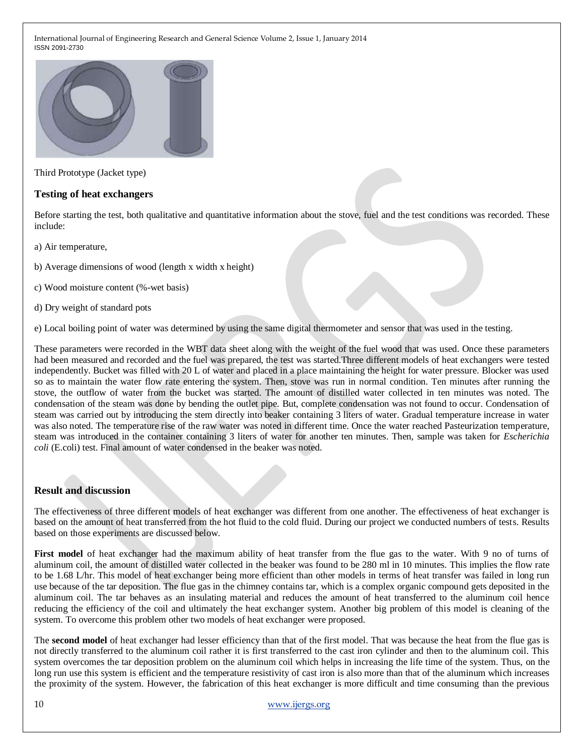Third Prototype (Jacket type)

## Testing of heat exchangers

Before starting the test, both qualitative and quantitative information about the stove, fuel and the test conditions was recorded. These include:

a) Air temperature,

b) Average dimensions of wood (length x width x height)

c) Wood moisture content (%-wet basis)

d) Dry weight of standard pots

e) Local boiling point of water was determined by using the same digital thermometer and sensor that was used in the testing.

These parameters were recorded in the WBT data sheet along with the weight of the fuel wood that was used. Once these parameters had been measured and recorded and the fuel was prepared, the test was started.Three different models of heat exchangers were tested independently. Bucket was filled with 20 L of water and placed in a place maintaining the height for water pressure. Blocker was used so as to maintain the water flow rate entering the system. Then, stove was run in normal condition. Ten minutes after running the stove, the outflow of water from the bucket was started. The amount of distilled water collected in ten minutes was noted. The condensation of the steam was done by bending the outlet pipe. But, complete condensation was not found to occur. Condensation of steam was carried out by introducing the stem directly into beaker containing 3 liters of water. Gradual temperature increase in water was also noted. The temperature rise of the raw water was noted in different time. Once the water reached Pasteurization temperature, steam was introduced in the container containing 3 liters of water for another ten minutes. Then, sample was taken for *Escherichia coli* (E.coli) test. Final amount of water condensed in the beaker was noted.

## Result and discussion

The effectiveness of three different models of heat exchanger was different from one another. The effectiveness of heat exchanger is based on the amount of heat transferred from the hot fluid to the cold fluid. During our project we conducted numbers of tests. Results based on those experiments are discussed below.

**First model** of heat exchanger had the maximum ability of heat transfer from the flue gas to the water. With 9 no of turns of aluminum coil, the amount of distilled water collected in the beaker was found to be 280 ml in 10 minutes. This implies the flow rate to be 1.68 L/hr. This model of heat exchanger being more efficient than other models in terms of heat transfer was failed in long run use because of the tar deposition. The flue gas in the chimney contains tar, which is a complex organic compound gets deposited in the aluminum coil. The tar behaves as an insulating material and reduces the amount of heat transferred to the aluminum coil hence reducing the efficiency of the coil and ultimately the heat exchanger system. Another big problem of this model is cleaning of the system. To overcome this problem other two models of heat exchanger were proposed.

The **second model** of heat exchanger had lesser efficiency than that of the first model. That was because the heat from the flue gas is not directly transferred to the aluminum coil rather it is first transferred to the cast iron cylinder and then to the aluminum coil. This system overcomes the tar deposition problem on the aluminum coil which helps in increasing the life time of the system. Thus, on the long run use this system is efficient and the temperature resistivity of cast iron is also more than that of the aluminum which increases the proximity of the system. However, the fabrication of this heat exchanger is more difficult and time consuming than the previous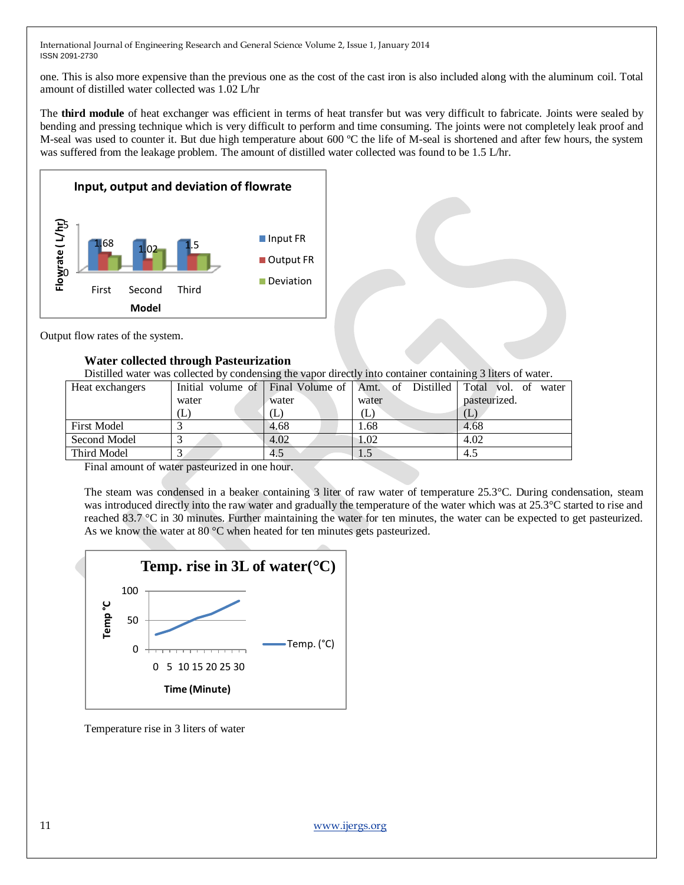one. This is also more expensive than the previous one as the cost of the cast iron is also included along with the aluminum coil. Total amount of distilled water collected was 1.02 L/hr

The **third module** of heat exchanger was efficient in terms of heat transfer but was very difficult to fabricate. Joints were sealed by bending and pressing technique which is very difficult to perform and time consuming. The joints were not completely leak proof and M-seal was used to counter it. But due high temperature about 600 ºC the life of M-seal is shortened and after few hours, the system was suffered from the leakage problem. The amount of distilled water collected was found to be 1.5 L/hr.

Input, output and deviation of flowrate

Flowrate ( L/hr)

5

0

1.68

1.02

1.5

First

Second

Third

Model

Input FR

Output FR

Deviation

Output flow rates of the system.

### Water collected through Pasteurization

Distilled water was collected by condensing the vapor directly into container containing 3 liters of water.

| Heat exchangers | Initial volume of water (L) | Final Volume of water (L) | Amt. of Distilled water (L) | Total vol. of water pasteurized. (L) |
|---|---|---|---|---|
| First Model | 3 | 4.68 | 1.68 | 4.68 |
| Second Model | 3 | 4.02 | 1.02 | 4.02 |
| Third Model | 3 | 4.5 | 1.5 | 4.5 |

Final amount of water pasteurized in one hour.

The steam was condensed in a beaker containing 3 liter of raw water of temperature 25.3°C. During condensation, steam was introduced directly into the raw water and gradually the temperature of the water which was at 25.3°C started to rise and reached 83.7 °C in 30 minutes. Further maintaining the water for ten minutes, the water can be expected to get pasteurized. As we know the water at 80 °C when heated for ten minutes gets pasteurized.

Temp. rise in 3L of water(°C)

Temp °C

100

50

0

0 5 10 15 20 25 30

Time (Minute)

Temp. (°C)

Temperature rise in 3 liters of water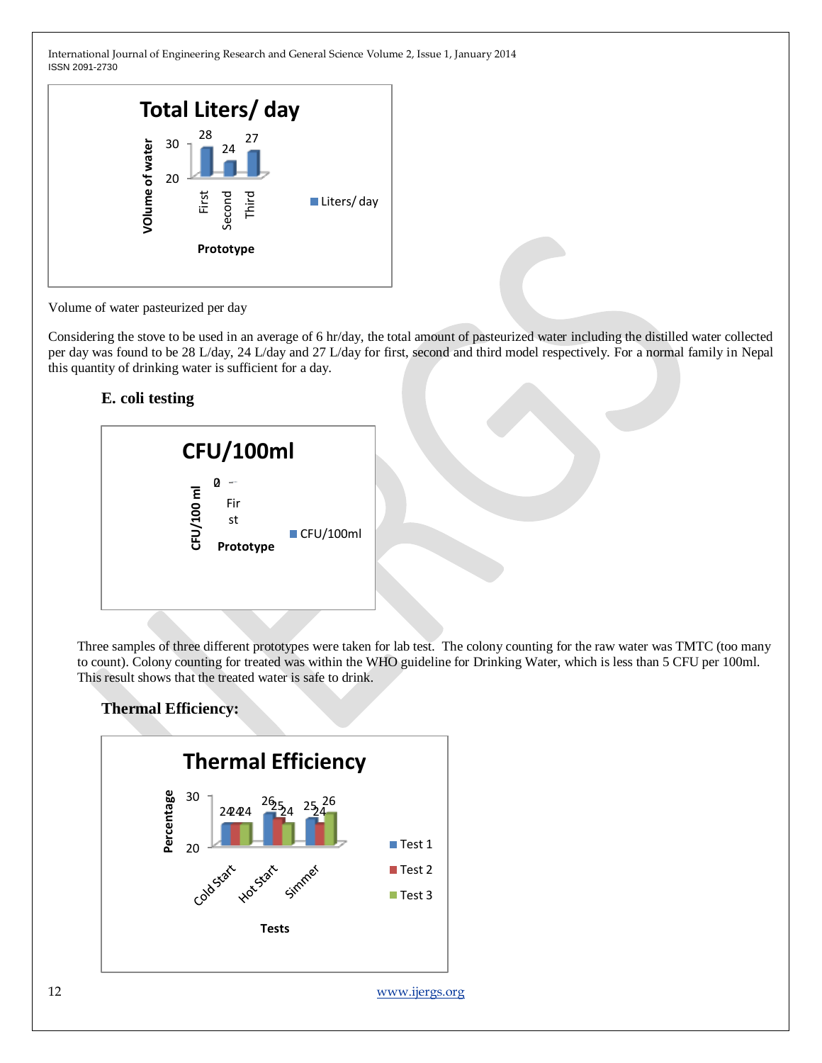Total Liters/ day

VOlume of water

30

20

28

24

27

First

Second

Third

Prototype

Liters/ day

Volume of water pasteurized per day

Considering the stove to be used in an average of 6 hr/day, the total amount of pasteurized water including the distilled water collected per day was found to be 28 L/day, 24 L/day and 27 L/day for first, second and third model respectively. For a normal family in Nepal this quantity of drinking water is sufficient for a day.

### E. coli testing

CFU/100ml

CFU/100 ml

0

Fir
st

Prototype

CFU/100ml

Three samples of three different prototypes were taken for lab test. The colony counting for the raw water was TMTC (too many to count). Colony counting for treated was within the WHO guideline for Drinking Water, which is less than 5 CFU per 100ml. This result shows that the treated water is safe to drink.

### Thermal Efficiency:

Thermal Efficiency

Percentage

30

20

24 24 24

26 25 24

25 24 26

Cold Start

Hot Start

Simmer

Tests

Test 1

Test 2

Test 3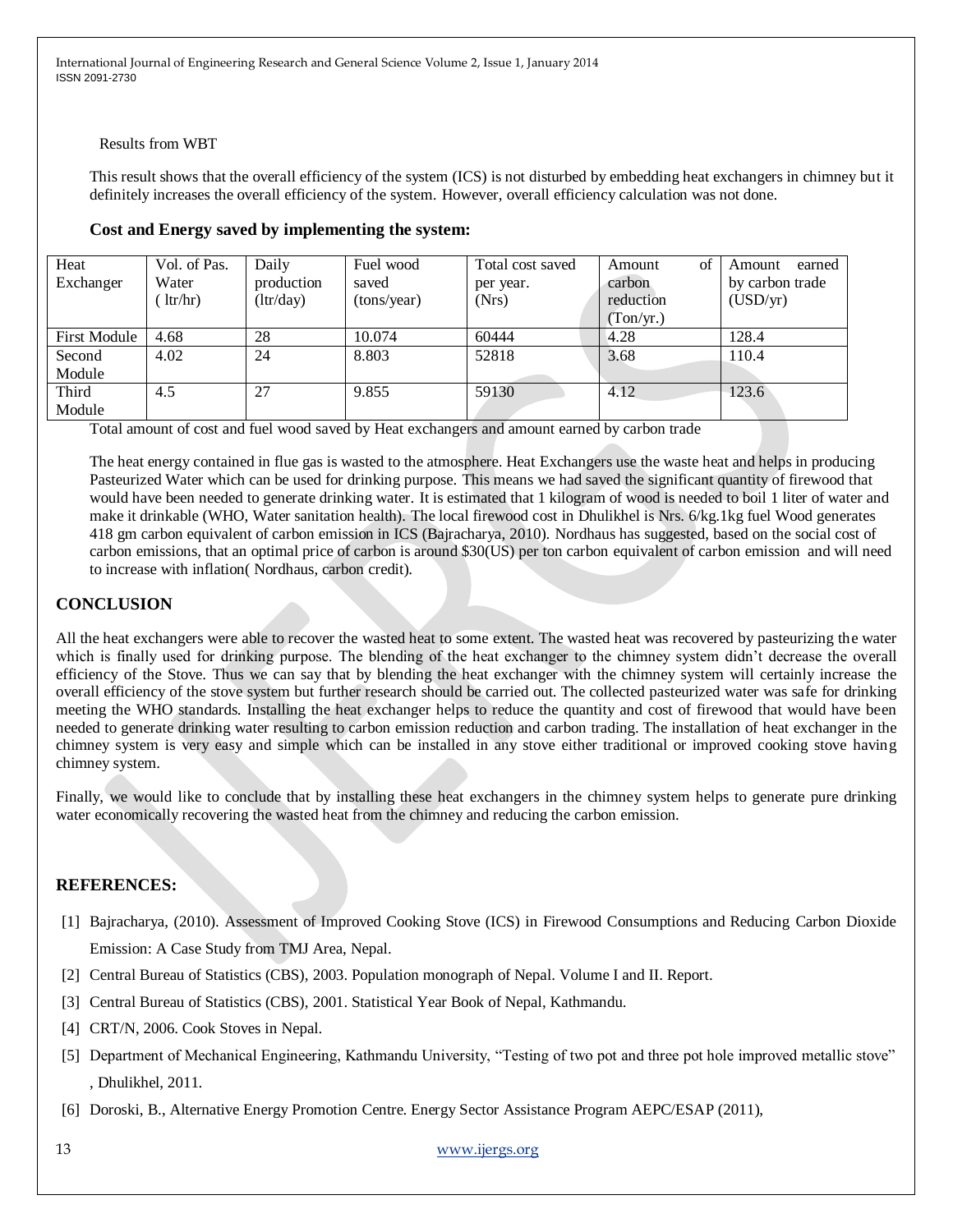Results from WBT

This result shows that the overall efficiency of the system (ICS) is not disturbed by embedding heat exchangers in chimney but it definitely increases the overall efficiency of the system. However, overall efficiency calculation was not done.

### Cost and Energy saved by implementing the system:

| Heat Exchanger | Vol. of Pas. Water ( ltr/hr) | Daily production (ltr/day) | Fuel wood saved (tons/year) | Total cost saved per year. (Nrs) | Amount of carbon reduction (Ton/yr.) | Amount earned by carbon trade (USD/yr) |
|---|---|---|---|---|---|---|
| First Module | 4.68 | 28 | 10.074 | 60444 | 4.28 | 128.4 |
| Second Module | 4.02 | 24 | 8.803 | 52818 | 3.68 | 110.4 |
| Third Module | 4.5 | 27 | 9.855 | 59130 | 4.12 | 123.6 |

Total amount of cost and fuel wood saved by Heat exchangers and amount earned by carbon trade

The heat energy contained in flue gas is wasted to the atmosphere. Heat Exchangers use the waste heat and helps in producing Pasteurized Water which can be used for drinking purpose. This means we had saved the significant quantity of firewood that would have been needed to generate drinking water. It is estimated that 1 kilogram of wood is needed to boil 1 liter of water and make it drinkable (WHO, Water sanitation health). The local firewood cost in Dhulikhel is Nrs. 6/kg.1kg fuel Wood generates 418 gm carbon equivalent of carbon emission in ICS (Bajracharya, 2010). Nordhaus has suggested, based on the social cost of carbon emissions, that an optimal price of carbon is around $30(US) per ton carbon equivalent of carbon emission and will need to increase with inflation( Nordhaus, carbon credit).

## CONCLUSION

All the heat exchangers were able to recover the wasted heat to some extent. The wasted heat was recovered by pasteurizing the water which is finally used for drinking purpose. The blending of the heat exchanger to the chimney system didn't decrease the overall efficiency of the Stove. Thus we can say that by blending the heat exchanger with the chimney system will certainly increase the overall efficiency of the stove system but further research should be carried out. The collected pasteurized water was safe for drinking meeting the WHO standards. Installing the heat exchanger helps to reduce the quantity and cost of firewood that would have been needed to generate drinking water resulting to carbon emission reduction and carbon trading. The installation of heat exchanger in the chimney system is very easy and simple which can be installed in any stove either traditional or improved cooking stove having chimney system.

Finally, we would like to conclude that by installing these heat exchangers in the chimney system helps to generate pure drinking water economically recovering the wasted heat from the chimney and reducing the carbon emission.

## REFERENCES:

[1] Bajracharya, (2010). Assessment of Improved Cooking Stove (ICS) in Firewood Consumptions and Reducing Carbon Dioxide Emission: A Case Study from TMJ Area, Nepal.

[2] Central Bureau of Statistics (CBS), 2003. Population monograph of Nepal. Volume I and II. Report.

[3] Central Bureau of Statistics (CBS), 2001. Statistical Year Book of Nepal, Kathmandu.

[4] CRT/N, 2006. Cook Stoves in Nepal.

[5] Department of Mechanical Engineering, Kathmandu University, "Testing of two pot and three pot hole improved metallic stove" , Dhulikhel, 2011.

[6] Doroski, B., Alternative Energy Promotion Centre. Energy Sector Assistance Program AEPC/ESAP (2011),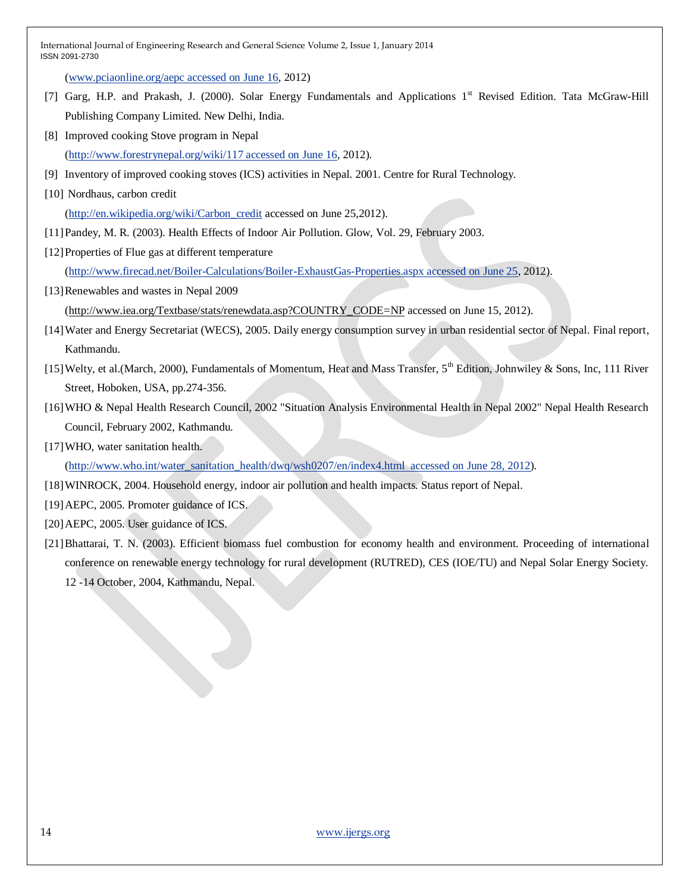(www.pciaonline.org/aepc accessed on June 16, 2012)

[7] Garg, H.P. and Prakash, J. (2000). Solar Energy Fundamentals and Applications 1st Revised Edition. Tata McGraw-Hill Publishing Company Limited. New Delhi, India.

[8] Improved cooking Stove program in Nepal (http://www.forestrynepal.org/wiki/117 accessed on June 16, 2012).

[9] Inventory of improved cooking stoves (ICS) activities in Nepal. 2001. Centre for Rural Technology.

[10] Nordhaus, carbon credit (http://en.wikipedia.org/wiki/Carbon_credit accessed on June 25,2012).

[11] Pandey, M. R. (2003). Health Effects of Indoor Air Pollution. Glow, Vol. 29, February 2003.

[12] Properties of Flue gas at different temperature (http://www.firecad.net/Boiler-Calculations/Boiler-ExhaustGas-Properties.aspx accessed on June 25, 2012).

[13] Renewables and wastes in Nepal 2009 (http://www.iea.org/Textbase/stats/renewdata.asp?COUNTRY_CODE=NP accessed on June 15, 2012).

[14] Water and Energy Secretariat (WECS), 2005. Daily energy consumption survey in urban residential sector of Nepal. Final report, Kathmandu.

[15] Welty, et al.(March, 2000), Fundamentals of Momentum, Heat and Mass Transfer, 5th Edition, Johnwiley & Sons, Inc, 111 River Street, Hoboken, USA, pp.274-356.

[16] WHO & Nepal Health Research Council, 2002 "Situation Analysis Environmental Health in Nepal 2002" Nepal Health Research Council, February 2002, Kathmandu.

[17] WHO, water sanitation health. (http://www.who.int/water_sanitation_health/dwq/wsh0207/en/index4.html accessed on June 28, 2012).

[18] WINROCK, 2004. Household energy, indoor air pollution and health impacts. Status report of Nepal.

[19] AEPC, 2005. Promoter guidance of ICS.

[20] AEPC, 2005. User guidance of ICS.

[21] Bhattarai, T. N. (2003). Efficient biomass fuel combustion for economy health and environment. Proceeding of international conference on renewable energy technology for rural development (RUTRED), CES (IOE/TU) and Nepal Solar Energy Society. 12 -14 October, 2004, Kathmandu, Nepal.